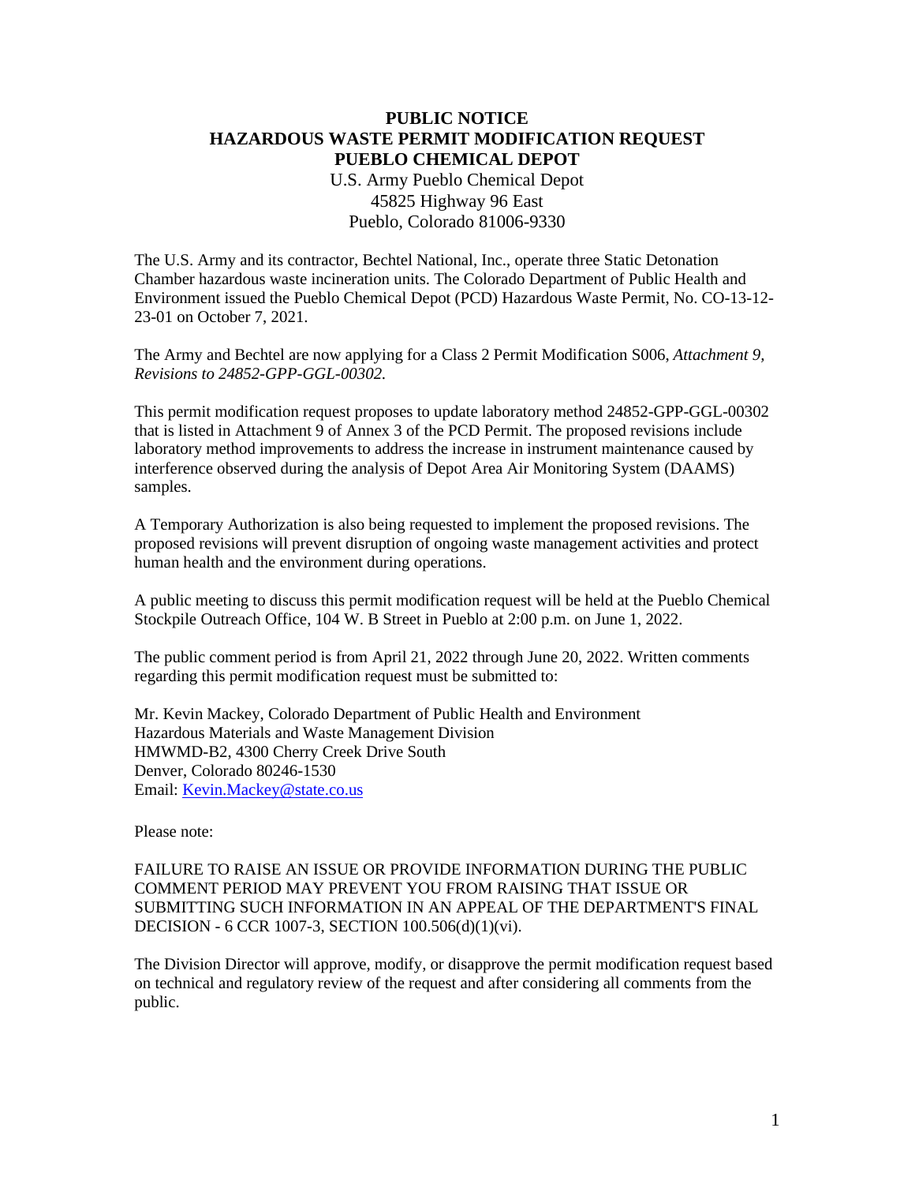# PUBLIC NOTICE
# HAZARDOUS WASTE PERMIT MODIFICATION REQUEST
# PUEBLO CHEMICAL DEPOT

U.S. Army Pueblo Chemical Depot
45825 Highway 96 East
Pueblo, Colorado 81006-9330

The U.S. Army and its contractor, Bechtel National, Inc., operate three Static Detonation Chamber hazardous waste incineration units. The Colorado Department of Public Health and Environment issued the Pueblo Chemical Depot (PCD) Hazardous Waste Permit, No. CO-13-12-23-01 on October 7, 2021.

The Army and Bechtel are now applying for a Class 2 Permit Modification S006, *Attachment 9, Revisions to 24852-GPP-GGL-00302.*

This permit modification request proposes to update laboratory method 24852-GPP-GGL-00302 that is listed in Attachment 9 of Annex 3 of the PCD Permit. The proposed revisions include laboratory method improvements to address the increase in instrument maintenance caused by interference observed during the analysis of Depot Area Air Monitoring System (DAAMS) samples.

A Temporary Authorization is also being requested to implement the proposed revisions. The proposed revisions will prevent disruption of ongoing waste management activities and protect human health and the environment during operations.

A public meeting to discuss this permit modification request will be held at the Pueblo Chemical Stockpile Outreach Office, 104 W. B Street in Pueblo at 2:00 p.m. on June 1, 2022.

The public comment period is from April 21, 2022 through June 20, 2022. Written comments regarding this permit modification request must be submitted to:

Mr. Kevin Mackey, Colorado Department of Public Health and Environment
Hazardous Materials and Waste Management Division
HMWMD-B2, 4300 Cherry Creek Drive South
Denver, Colorado 80246-1530
Email: Kevin.Mackey@state.co.us

Please note:

FAILURE TO RAISE AN ISSUE OR PROVIDE INFORMATION DURING THE PUBLIC COMMENT PERIOD MAY PREVENT YOU FROM RAISING THAT ISSUE OR SUBMITTING SUCH INFORMATION IN AN APPEAL OF THE DEPARTMENT'S FINAL DECISION - 6 CCR 1007-3, SECTION 100.506(d)(1)(vi).

The Division Director will approve, modify, or disapprove the permit modification request based on technical and regulatory review of the request and after considering all comments from the public.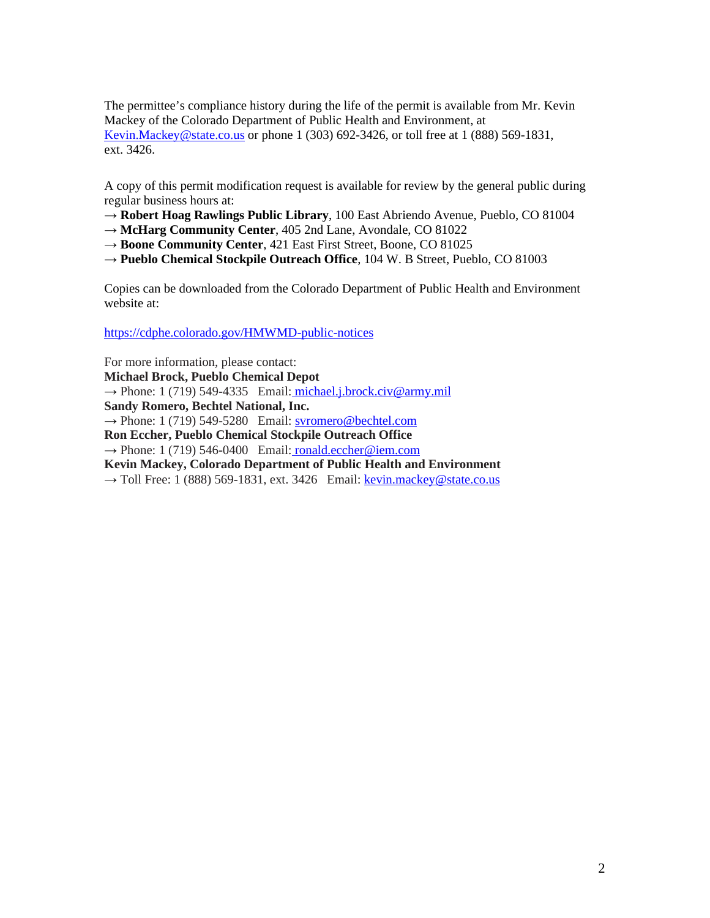The permittee's compliance history during the life of the permit is available from Mr. Kevin Mackey of the Colorado Department of Public Health and Environment, at Kevin.Mackey@state.co.us or phone 1 (303) 692-3426, or toll free at 1 (888) 569-1831, ext. 3426.

A copy of this permit modification request is available for review by the general public during regular business hours at:

→ **Robert Hoag Rawlings Public Library**, 100 East Abriendo Avenue, Pueblo, CO 81004
→ **McHarg Community Center**, 405 2nd Lane, Avondale, CO 81022
→ **Boone Community Center**, 421 East First Street, Boone, CO 81025
→ **Pueblo Chemical Stockpile Outreach Office**, 104 W. B Street, Pueblo, CO 81003

Copies can be downloaded from the Colorado Department of Public Health and Environment website at:

https://cdphe.colorado.gov/HMWMD-public-notices

For more information, please contact:
**Michael Brock, Pueblo Chemical Depot**
→ Phone: 1 (719) 549-4335 Email: michael.j.brock.civ@army.mil
**Sandy Romero, Bechtel National, Inc.**
→ Phone: 1 (719) 549-5280 Email: svromero@bechtel.com
**Ron Eccher, Pueblo Chemical Stockpile Outreach Office**
→ Phone: 1 (719) 546-0400 Email: ronald.eccher@iem.com
**Kevin Mackey, Colorado Department of Public Health and Environment**
→ Toll Free: 1 (888) 569-1831, ext. 3426 Email: kevin.mackey@state.co.us